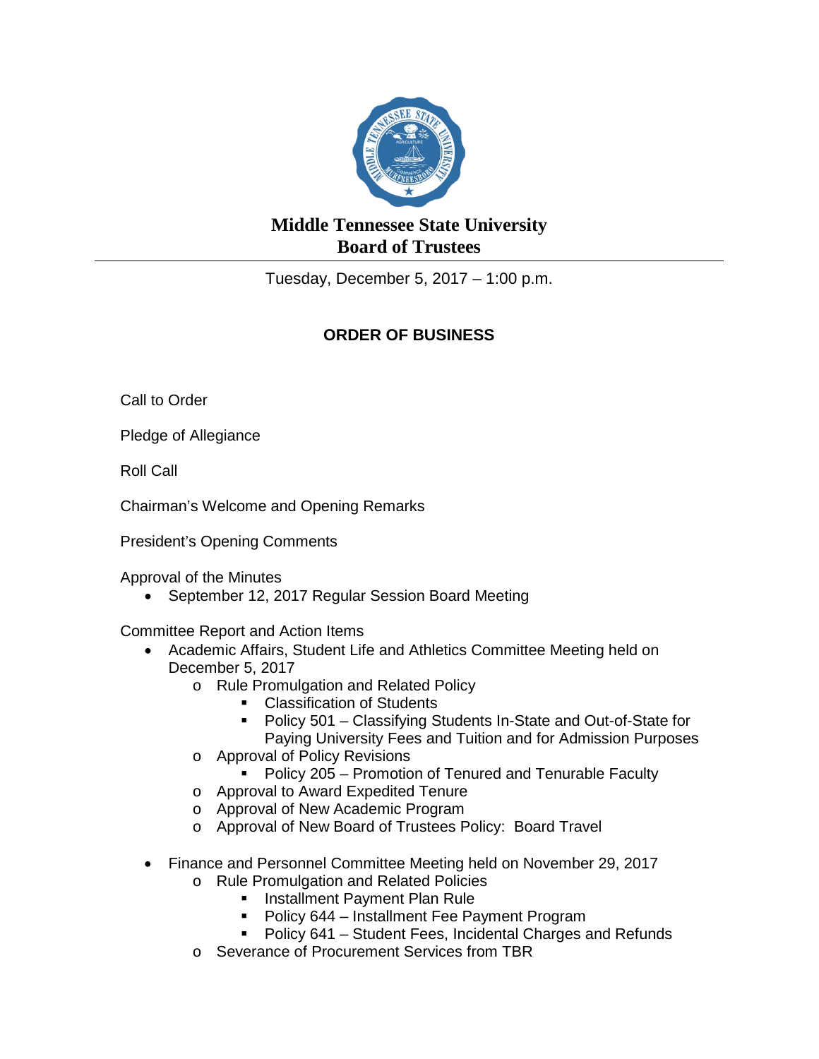# Middle Tennessee State University
# Board of Trustees

Tuesday, December 5, 2017 – 1:00 p.m.

## ORDER OF BUSINESS

Call to Order

Pledge of Allegiance

Roll Call

Chairman's Welcome and Opening Remarks

President's Opening Comments

Approval of the Minutes

- September 12, 2017 Regular Session Board Meeting

Committee Report and Action Items

- Academic Affairs, Student Life and Athletics Committee Meeting held on December 5, 2017
  - Rule Promulgation and Related Policy
    - Classification of Students
    - Policy 501 – Classifying Students In-State and Out-of-State for Paying University Fees and Tuition and for Admission Purposes
  - Approval of Policy Revisions
    - Policy 205 – Promotion of Tenured and Tenurable Faculty
  - Approval to Award Expedited Tenure
  - Approval of New Academic Program
  - Approval of New Board of Trustees Policy: Board Travel

- Finance and Personnel Committee Meeting held on November 29, 2017
  - Rule Promulgation and Related Policies
    - Installment Payment Plan Rule
    - Policy 644 – Installment Fee Payment Program
    - Policy 641 – Student Fees, Incidental Charges and Refunds
  - Severance of Procurement Services from TBR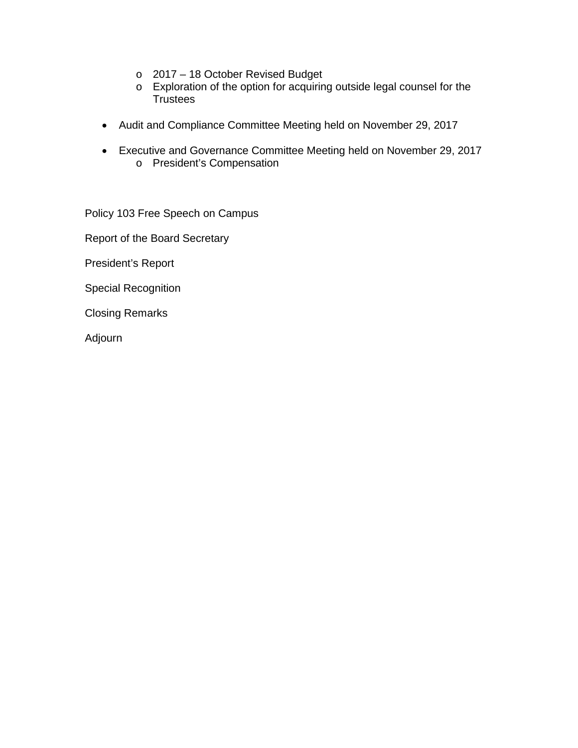- 2017 – 18 October Revised Budget
    - Exploration of the option for acquiring outside legal counsel for the Trustees

- Audit and Compliance Committee Meeting held on November 29, 2017

- Executive and Governance Committee Meeting held on November 29, 2017
    - President's Compensation

Policy 103 Free Speech on Campus

Report of the Board Secretary

President's Report

Special Recognition

Closing Remarks

Adjourn